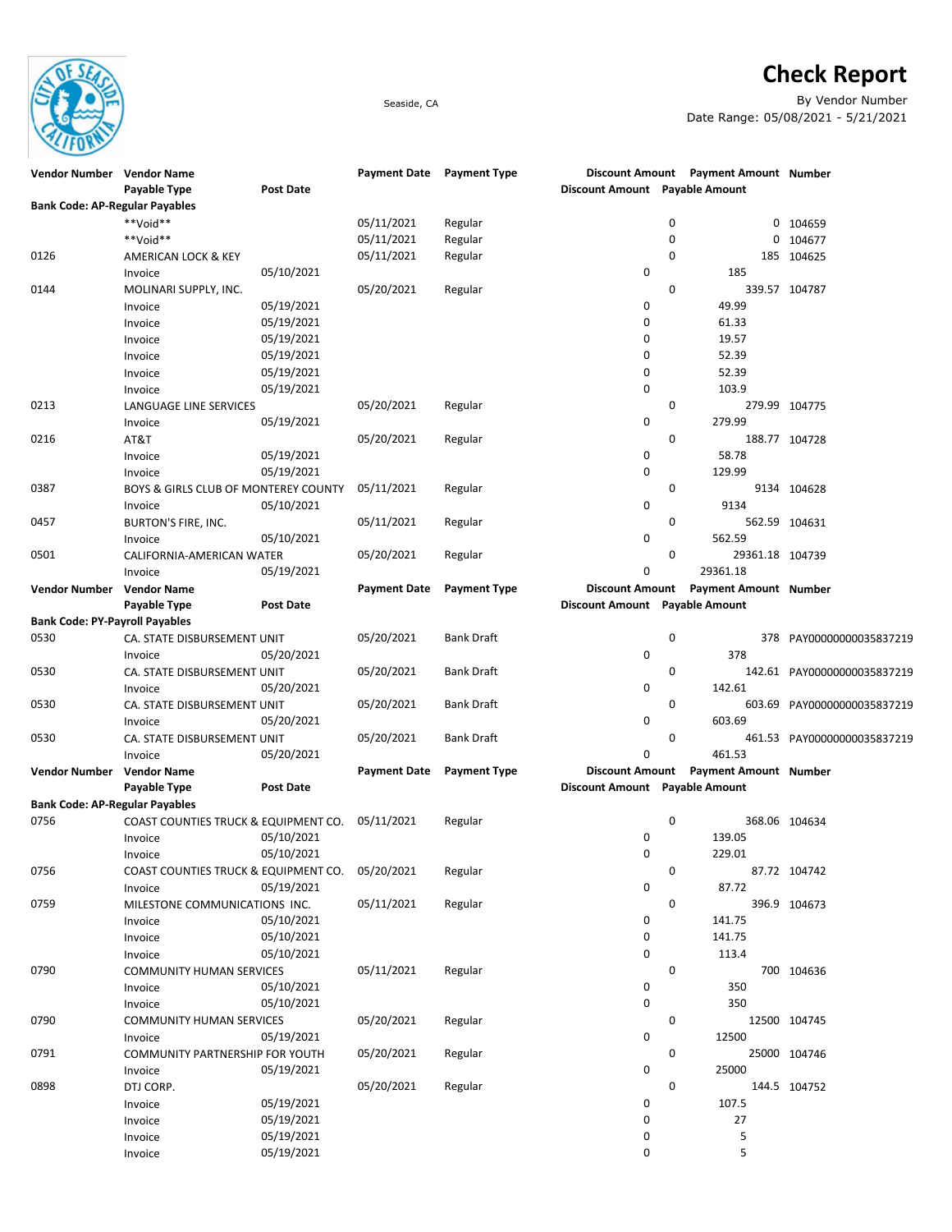# Check Report

Seaside, CA

By Vendor Number
Date Range: 05/08/2021 - 5/21/2021

| Vendor Number | Vendor Name / Payable Type | Post Date | Payment Date | Payment Type | Discount Amount | Payment Amount | Number |
|---|---|---|---|---|---|---|---|
| | Payable Type | Post Date | | | Discount Amount | Payable Amount | |
| **Bank Code: AP-Regular Payables** | | | | | | | |
| | **Void** | | 05/11/2021 | Regular | 0 | 0 | 104659 |
| | **Void** | | 05/11/2021 | Regular | 0 | 0 | 104677 |
| 0126 | AMERICAN LOCK & KEY | | 05/11/2021 | Regular | 0 | 185 | 104625 |
| | Invoice | 05/10/2021 | | | 0 | 185 | |
| 0144 | MOLINARI SUPPLY, INC. | | 05/20/2021 | Regular | 0 | 339.57 | 104787 |
| | Invoice | 05/19/2021 | | | 0 | 49.99 | |
| | Invoice | 05/19/2021 | | | 0 | 61.33 | |
| | Invoice | 05/19/2021 | | | 0 | 19.57 | |
| | Invoice | 05/19/2021 | | | 0 | 52.39 | |
| | Invoice | 05/19/2021 | | | 0 | 52.39 | |
| | Invoice | 05/19/2021 | | | 0 | 103.9 | |
| 0213 | LANGUAGE LINE SERVICES | | 05/20/2021 | Regular | 0 | 279.99 | 104775 |
| | Invoice | 05/19/2021 | | | 0 | 279.99 | |
| 0216 | AT&T | | 05/20/2021 | Regular | 0 | 188.77 | 104728 |
| | Invoice | 05/19/2021 | | | 0 | 58.78 | |
| | Invoice | 05/19/2021 | | | 0 | 129.99 | |
| 0387 | BOYS & GIRLS CLUB OF MONTEREY COUNTY | | 05/11/2021 | Regular | 0 | 9134 | 104628 |
| | Invoice | 05/10/2021 | | | 0 | 9134 | |
| 0457 | BURTON'S FIRE, INC. | | 05/11/2021 | Regular | 0 | 562.59 | 104631 |
| | Invoice | 05/10/2021 | | | 0 | 562.59 | |
| 0501 | CALIFORNIA-AMERICAN WATER | | 05/20/2021 | Regular | 0 | 29361.18 | 104739 |
| | Invoice | 05/19/2021 | | | 0 | 29361.18 | |

| Vendor Number | Vendor Name / Payable Type | Post Date | Payment Date | Payment Type | Discount Amount | Payment Amount | Number |
|---|---|---|---|---|---|---|---|
| | Payable Type | Post Date | | | Discount Amount | Payable Amount | |
| **Bank Code: PY-Payroll Payables** | | | | | | | |
| 0530 | CA. STATE DISBURSEMENT UNIT | | 05/20/2021 | Bank Draft | 0 | 378 | PAY00000000035837219 |
| | Invoice | 05/20/2021 | | | 0 | 378 | |
| 0530 | CA. STATE DISBURSEMENT UNIT | | 05/20/2021 | Bank Draft | 0 | 142.61 | PAY00000000035837219 |
| | Invoice | 05/20/2021 | | | 0 | 142.61 | |
| 0530 | CA. STATE DISBURSEMENT UNIT | | 05/20/2021 | Bank Draft | 0 | 603.69 | PAY00000000035837219 |
| | Invoice | 05/20/2021 | | | 0 | 603.69 | |
| 0530 | CA. STATE DISBURSEMENT UNIT | | 05/20/2021 | Bank Draft | 0 | 461.53 | PAY00000000035837219 |
| | Invoice | 05/20/2021 | | | 0 | 461.53 | |

| Vendor Number | Vendor Name / Payable Type | Post Date | Payment Date | Payment Type | Discount Amount | Payment Amount | Number |
|---|---|---|---|---|---|---|---|
| | Payable Type | Post Date | | | Discount Amount | Payable Amount | |
| **Bank Code: AP-Regular Payables** | | | | | | | |
| 0756 | COAST COUNTIES TRUCK & EQUIPMENT CO. | | 05/11/2021 | Regular | 0 | 368.06 | 104634 |
| | Invoice | 05/10/2021 | | | 0 | 139.05 | |
| | Invoice | 05/10/2021 | | | 0 | 229.01 | |
| 0756 | COAST COUNTIES TRUCK & EQUIPMENT CO. | | 05/20/2021 | Regular | 0 | 87.72 | 104742 |
| | Invoice | 05/19/2021 | | | 0 | 87.72 | |
| 0759 | MILESTONE COMMUNICATIONS INC. | | 05/11/2021 | Regular | 0 | 396.9 | 104673 |
| | Invoice | 05/10/2021 | | | 0 | 141.75 | |
| | Invoice | 05/10/2021 | | | 0 | 141.75 | |
| | Invoice | 05/10/2021 | | | 0 | 113.4 | |
| 0790 | COMMUNITY HUMAN SERVICES | | 05/11/2021 | Regular | 0 | 700 | 104636 |
| | Invoice | 05/10/2021 | | | 0 | 350 | |
| | Invoice | 05/10/2021 | | | 0 | 350 | |
| 0790 | COMMUNITY HUMAN SERVICES | | 05/20/2021 | Regular | 0 | 12500 | 104745 |
| | Invoice | 05/19/2021 | | | 0 | 12500 | |
| 0791 | COMMUNITY PARTNERSHIP FOR YOUTH | | 05/20/2021 | Regular | 0 | 25000 | 104746 |
| | Invoice | 05/19/2021 | | | 0 | 25000 | |
| 0898 | DTJ CORP. | | 05/20/2021 | Regular | 0 | 144.5 | 104752 |
| | Invoice | 05/19/2021 | | | 0 | 107.5 | |
| | Invoice | 05/19/2021 | | | 0 | 27 | |
| | Invoice | 05/19/2021 | | | 0 | 5 | |
| | Invoice | 05/19/2021 | | | 0 | 5 | |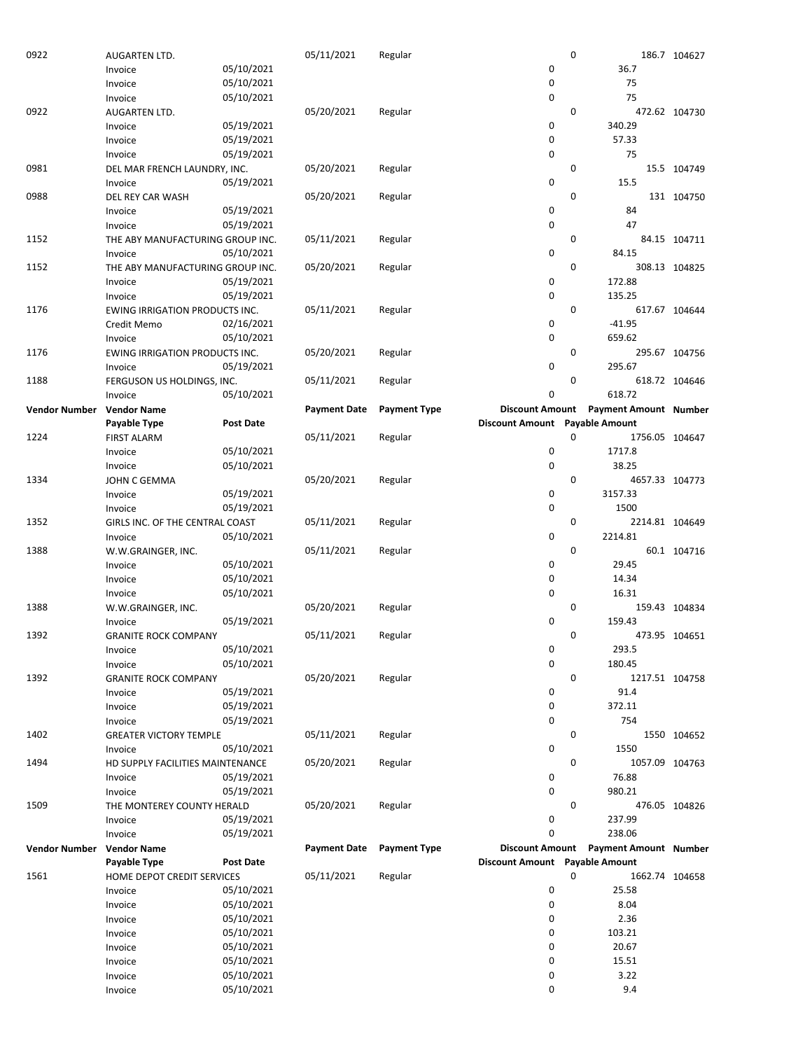| Vendor Number | Vendor Name | | Payment Date | Payment Type | Discount Amount | Payment Amount | Number |
|---|---|---|---|---|---|---|---|
| | Payable Type | Post Date | | | Discount Amount | Payable Amount | |
| 0922 | AUGARTEN LTD. | | 05/11/2021 | Regular | 0 | 186.7 | 104627 |
| | Invoice | 05/10/2021 | | | 0 | 36.7 | |
| | Invoice | 05/10/2021 | | | 0 | 75 | |
| | Invoice | 05/10/2021 | | | 0 | 75 | |
| 0922 | AUGARTEN LTD. | | 05/20/2021 | Regular | 0 | 472.62 | 104730 |
| | Invoice | 05/19/2021 | | | 0 | 340.29 | |
| | Invoice | 05/19/2021 | | | 0 | 57.33 | |
| | Invoice | 05/19/2021 | | | 0 | 75 | |
| 0981 | DEL MAR FRENCH LAUNDRY, INC. | | 05/20/2021 | Regular | 0 | 15.5 | 104749 |
| | Invoice | 05/19/2021 | | | 0 | 15.5 | |
| 0988 | DEL REY CAR WASH | | 05/20/2021 | Regular | 0 | 131 | 104750 |
| | Invoice | 05/19/2021 | | | 0 | 84 | |
| | Invoice | 05/19/2021 | | | 0 | 47 | |
| 1152 | THE ABY MANUFACTURING GROUP INC. | | 05/11/2021 | Regular | 0 | 84.15 | 104711 |
| | Invoice | 05/10/2021 | | | 0 | 84.15 | |
| 1152 | THE ABY MANUFACTURING GROUP INC. | | 05/20/2021 | Regular | 0 | 308.13 | 104825 |
| | Invoice | 05/19/2021 | | | 0 | 172.88 | |
| | Invoice | 05/19/2021 | | | 0 | 135.25 | |
| 1176 | EWING IRRIGATION PRODUCTS INC. | | 05/11/2021 | Regular | 0 | 617.67 | 104644 |
| | Credit Memo | 02/16/2021 | | | 0 | -41.95 | |
| | Invoice | 05/10/2021 | | | 0 | 659.62 | |
| 1176 | EWING IRRIGATION PRODUCTS INC. | | 05/20/2021 | Regular | 0 | 295.67 | 104756 |
| | Invoice | 05/19/2021 | | | 0 | 295.67 | |
| 1188 | FERGUSON US HOLDINGS, INC. | | 05/11/2021 | Regular | 0 | 618.72 | 104646 |
| | Invoice | 05/10/2021 | | | 0 | 618.72 | |
| **Vendor Number** | **Vendor Name** | | **Payment Date** | **Payment Type** | **Discount Amount** | **Payment Amount** | **Number** |
| | **Payable Type** | **Post Date** | | | **Discount Amount** | **Payable Amount** | |
| 1224 | FIRST ALARM | | 05/11/2021 | Regular | 0 | 1756.05 | 104647 |
| | Invoice | 05/10/2021 | | | 0 | 1717.8 | |
| | Invoice | 05/10/2021 | | | 0 | 38.25 | |
| 1334 | JOHN C GEMMA | | 05/20/2021 | Regular | 0 | 4657.33 | 104773 |
| | Invoice | 05/19/2021 | | | 0 | 3157.33 | |
| | Invoice | 05/19/2021 | | | 0 | 1500 | |
| 1352 | GIRLS INC. OF THE CENTRAL COAST | | 05/11/2021 | Regular | 0 | 2214.81 | 104649 |
| | Invoice | 05/10/2021 | | | 0 | 2214.81 | |
| 1388 | W.W.GRAINGER, INC. | | 05/11/2021 | Regular | 0 | 60.1 | 104716 |
| | Invoice | 05/10/2021 | | | 0 | 29.45 | |
| | Invoice | 05/10/2021 | | | 0 | 14.34 | |
| | Invoice | 05/10/2021 | | | 0 | 16.31 | |
| 1388 | W.W.GRAINGER, INC. | | 05/20/2021 | Regular | 0 | 159.43 | 104834 |
| | Invoice | 05/19/2021 | | | 0 | 159.43 | |
| 1392 | GRANITE ROCK COMPANY | | 05/11/2021 | Regular | 0 | 473.95 | 104651 |
| | Invoice | 05/10/2021 | | | 0 | 293.5 | |
| | Invoice | 05/10/2021 | | | 0 | 180.45 | |
| 1392 | GRANITE ROCK COMPANY | | 05/20/2021 | Regular | 0 | 1217.51 | 104758 |
| | Invoice | 05/19/2021 | | | 0 | 91.4 | |
| | Invoice | 05/19/2021 | | | 0 | 372.11 | |
| | Invoice | 05/19/2021 | | | 0 | 754 | |
| 1402 | GREATER VICTORY TEMPLE | | 05/11/2021 | Regular | 0 | 1550 | 104652 |
| | Invoice | 05/10/2021 | | | 0 | 1550 | |
| 1494 | HD SUPPLY FACILITIES MAINTENANCE | | 05/20/2021 | Regular | 0 | 1057.09 | 104763 |
| | Invoice | 05/19/2021 | | | 0 | 76.88 | |
| | Invoice | 05/19/2021 | | | 0 | 980.21 | |
| 1509 | THE MONTEREY COUNTY HERALD | | 05/20/2021 | Regular | 0 | 476.05 | 104826 |
| | Invoice | 05/19/2021 | | | 0 | 237.99 | |
| | Invoice | 05/19/2021 | | | 0 | 238.06 | |
| **Vendor Number** | **Vendor Name** | | **Payment Date** | **Payment Type** | **Discount Amount** | **Payment Amount** | **Number** |
| | **Payable Type** | **Post Date** | | | **Discount Amount** | **Payable Amount** | |
| 1561 | HOME DEPOT CREDIT SERVICES | | 05/11/2021 | Regular | 0 | 1662.74 | 104658 |
| | Invoice | 05/10/2021 | | | 0 | 25.58 | |
| | Invoice | 05/10/2021 | | | 0 | 8.04 | |
| | Invoice | 05/10/2021 | | | 0 | 2.36 | |
| | Invoice | 05/10/2021 | | | 0 | 103.21 | |
| | Invoice | 05/10/2021 | | | 0 | 20.67 | |
| | Invoice | 05/10/2021 | | | 0 | 15.51 | |
| | Invoice | 05/10/2021 | | | 0 | 3.22 | |
| | Invoice | 05/10/2021 | | | 0 | 9.4 | |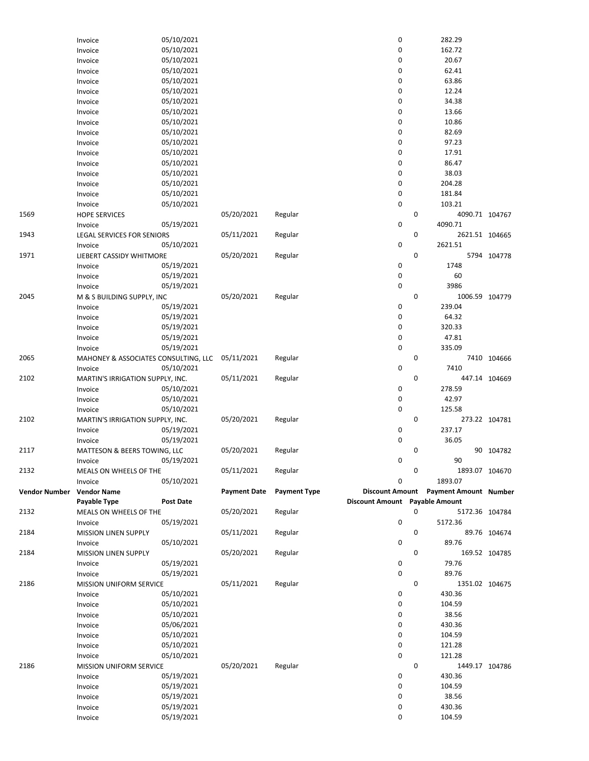| Vendor Number | Vendor Name | | Payment Date | Payment Type | Discount Amount | Payment Amount | Number |
|---|---|---|---|---|---|---|---|
| | Payable Type | Post Date | | | Discount Amount | Payable Amount | |
| | Invoice | 05/10/2021 | | | 0 | 282.29 | |
| | Invoice | 05/10/2021 | | | 0 | 162.72 | |
| | Invoice | 05/10/2021 | | | 0 | 20.67 | |
| | Invoice | 05/10/2021 | | | 0 | 62.41 | |
| | Invoice | 05/10/2021 | | | 0 | 63.86 | |
| | Invoice | 05/10/2021 | | | 0 | 12.24 | |
| | Invoice | 05/10/2021 | | | 0 | 34.38 | |
| | Invoice | 05/10/2021 | | | 0 | 13.66 | |
| | Invoice | 05/10/2021 | | | 0 | 10.86 | |
| | Invoice | 05/10/2021 | | | 0 | 82.69 | |
| | Invoice | 05/10/2021 | | | 0 | 97.23 | |
| | Invoice | 05/10/2021 | | | 0 | 17.91 | |
| | Invoice | 05/10/2021 | | | 0 | 86.47 | |
| | Invoice | 05/10/2021 | | | 0 | 38.03 | |
| | Invoice | 05/10/2021 | | | 0 | 204.28 | |
| | Invoice | 05/10/2021 | | | 0 | 181.84 | |
| | Invoice | 05/10/2021 | | | 0 | 103.21 | |
| 1569 | HOPE SERVICES | | 05/20/2021 | Regular | 0 | 4090.71 | 104767 |
| | Invoice | 05/19/2021 | | | 0 | 4090.71 | |
| 1943 | LEGAL SERVICES FOR SENIORS | | 05/11/2021 | Regular | 0 | 2621.51 | 104665 |
| | Invoice | 05/10/2021 | | | 0 | 2621.51 | |
| 1971 | LIEBERT CASSIDY WHITMORE | | 05/20/2021 | Regular | 0 | 5794 | 104778 |
| | Invoice | 05/19/2021 | | | 0 | 1748 | |
| | Invoice | 05/19/2021 | | | 0 | 60 | |
| | Invoice | 05/19/2021 | | | 0 | 3986 | |
| 2045 | M & S BUILDING SUPPLY, INC | | 05/20/2021 | Regular | 0 | 1006.59 | 104779 |
| | Invoice | 05/19/2021 | | | 0 | 239.04 | |
| | Invoice | 05/19/2021 | | | 0 | 64.32 | |
| | Invoice | 05/19/2021 | | | 0 | 320.33 | |
| | Invoice | 05/19/2021 | | | 0 | 47.81 | |
| | Invoice | 05/19/2021 | | | 0 | 335.09 | |
| 2065 | MAHONEY & ASSOCIATES CONSULTING, LLC | | 05/11/2021 | Regular | 0 | 7410 | 104666 |
| | Invoice | 05/10/2021 | | | 0 | 7410 | |
| 2102 | MARTIN'S IRRIGATION SUPPLY, INC. | | 05/11/2021 | Regular | 0 | 447.14 | 104669 |
| | Invoice | 05/10/2021 | | | 0 | 278.59 | |
| | Invoice | 05/10/2021 | | | 0 | 42.97 | |
| | Invoice | 05/10/2021 | | | 0 | 125.58 | |
| 2102 | MARTIN'S IRRIGATION SUPPLY, INC. | | 05/20/2021 | Regular | 0 | 273.22 | 104781 |
| | Invoice | 05/19/2021 | | | 0 | 237.17 | |
| | Invoice | 05/19/2021 | | | 0 | 36.05 | |
| 2117 | MATTESON & BEERS TOWING, LLC | | 05/20/2021 | Regular | 0 | 90 | 104782 |
| | Invoice | 05/19/2021 | | | 0 | 90 | |
| 2132 | MEALS ON WHEELS OF THE | | 05/11/2021 | Regular | 0 | 1893.07 | 104670 |
| | Invoice | 05/10/2021 | | | 0 | 1893.07 | |
| 2132 | MEALS ON WHEELS OF THE | | 05/20/2021 | Regular | 0 | 5172.36 | 104784 |
| | Invoice | 05/19/2021 | | | 0 | 5172.36 | |
| 2184 | MISSION LINEN SUPPLY | | 05/11/2021 | Regular | 0 | 89.76 | 104674 |
| | Invoice | 05/10/2021 | | | 0 | 89.76 | |
| 2184 | MISSION LINEN SUPPLY | | 05/20/2021 | Regular | 0 | 169.52 | 104785 |
| | Invoice | 05/19/2021 | | | 0 | 79.76 | |
| | Invoice | 05/19/2021 | | | 0 | 89.76 | |
| 2186 | MISSION UNIFORM SERVICE | | 05/11/2021 | Regular | 0 | 1351.02 | 104675 |
| | Invoice | 05/10/2021 | | | 0 | 430.36 | |
| | Invoice | 05/10/2021 | | | 0 | 104.59 | |
| | Invoice | 05/10/2021 | | | 0 | 38.56 | |
| | Invoice | 05/06/2021 | | | 0 | 430.36 | |
| | Invoice | 05/10/2021 | | | 0 | 104.59 | |
| | Invoice | 05/10/2021 | | | 0 | 121.28 | |
| | Invoice | 05/10/2021 | | | 0 | 121.28 | |
| 2186 | MISSION UNIFORM SERVICE | | 05/20/2021 | Regular | 0 | 1449.17 | 104786 |
| | Invoice | 05/19/2021 | | | 0 | 430.36 | |
| | Invoice | 05/19/2021 | | | 0 | 104.59 | |
| | Invoice | 05/19/2021 | | | 0 | 38.56 | |
| | Invoice | 05/19/2021 | | | 0 | 430.36 | |
| | Invoice | 05/19/2021 | | | 0 | 104.59 | |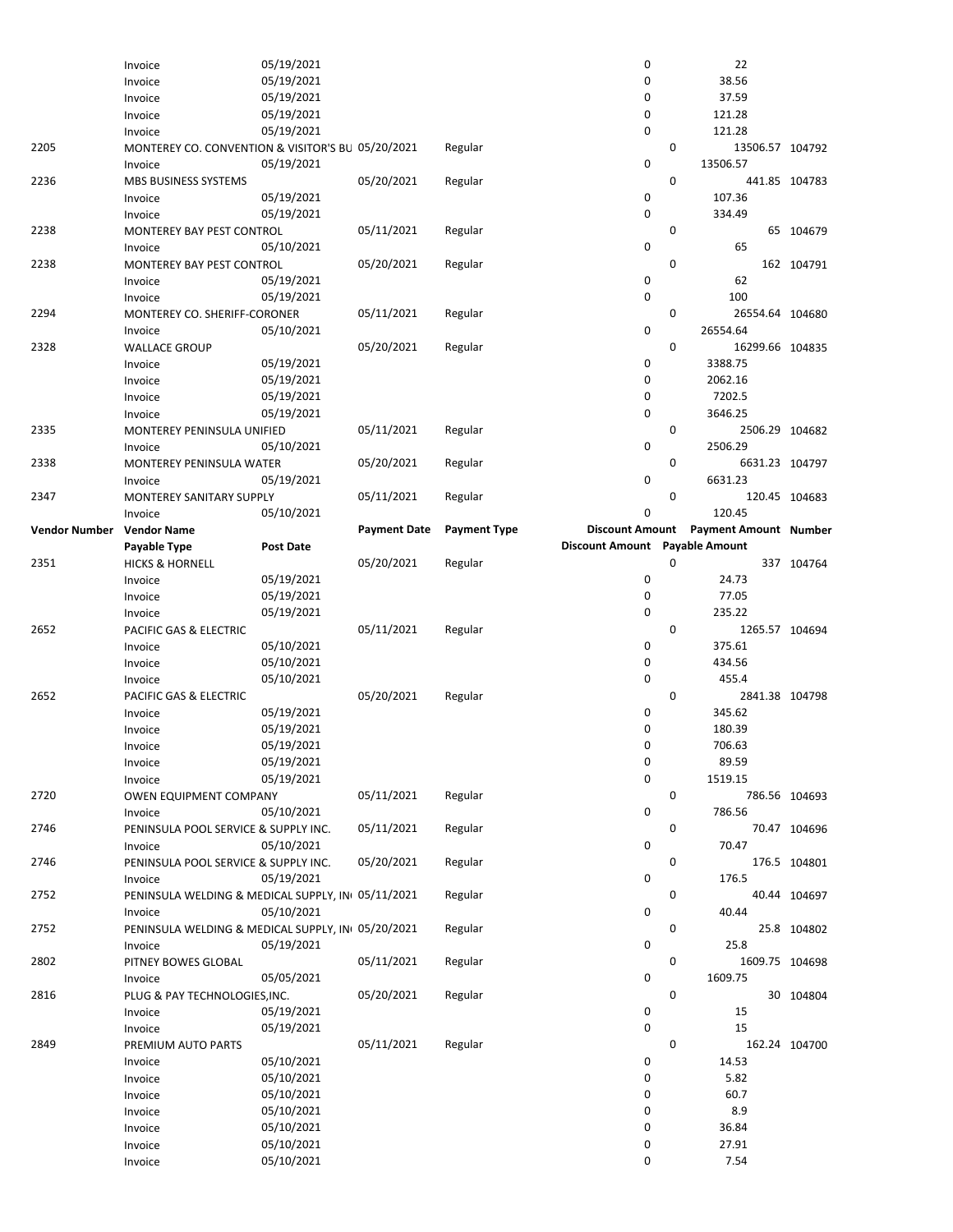| Vendor Number | Vendor Name | | Payment Date | Payment Type | Discount Amount | Payment Amount | Number |
|---|---|---|---|---|---|---|---|
| | Payable Type | Post Date | | | Discount Amount | Payable Amount | |
| | Invoice | 05/19/2021 | | | 0 | 22 | |
| | Invoice | 05/19/2021 | | | 0 | 38.56 | |
| | Invoice | 05/19/2021 | | | 0 | 37.59 | |
| | Invoice | 05/19/2021 | | | 0 | 121.28 | |
| | Invoice | 05/19/2021 | | | 0 | 121.28 | |
| 2205 | MONTEREY CO. CONVENTION & VISITOR'S BU | | 05/20/2021 | Regular | 0 | 13506.57 | 104792 |
| | Invoice | 05/19/2021 | | | 0 | 13506.57 | |
| 2236 | MBS BUSINESS SYSTEMS | | 05/20/2021 | Regular | 0 | 441.85 | 104783 |
| | Invoice | 05/19/2021 | | | 0 | 107.36 | |
| | Invoice | 05/19/2021 | | | 0 | 334.49 | |
| 2238 | MONTEREY BAY PEST CONTROL | | 05/11/2021 | Regular | 0 | 65 | 104679 |
| | Invoice | 05/10/2021 | | | 0 | 65 | |
| 2238 | MONTEREY BAY PEST CONTROL | | 05/20/2021 | Regular | 0 | 162 | 104791 |
| | Invoice | 05/19/2021 | | | 0 | 62 | |
| | Invoice | 05/19/2021 | | | 0 | 100 | |
| 2294 | MONTEREY CO. SHERIFF-CORONER | | 05/11/2021 | Regular | 0 | 26554.64 | 104680 |
| | Invoice | 05/10/2021 | | | 0 | 26554.64 | |
| 2328 | WALLACE GROUP | | 05/20/2021 | Regular | 0 | 16299.66 | 104835 |
| | Invoice | 05/19/2021 | | | 0 | 3388.75 | |
| | Invoice | 05/19/2021 | | | 0 | 2062.16 | |
| | Invoice | 05/19/2021 | | | 0 | 7202.5 | |
| | Invoice | 05/19/2021 | | | 0 | 3646.25 | |
| 2335 | MONTEREY PENINSULA UNIFIED | | 05/11/2021 | Regular | 0 | 2506.29 | 104682 |
| | Invoice | 05/10/2021 | | | 0 | 2506.29 | |
| 2338 | MONTEREY PENINSULA WATER | | 05/20/2021 | Regular | 0 | 6631.23 | 104797 |
| | Invoice | 05/19/2021 | | | 0 | 6631.23 | |
| 2347 | MONTEREY SANITARY SUPPLY | | 05/11/2021 | Regular | 0 | 120.45 | 104683 |
| | Invoice | 05/10/2021 | | | 0 | 120.45 | |
| **Vendor Number** | **Vendor Name** | | **Payment Date** | **Payment Type** | **Discount Amount** | **Payment Amount** | **Number** |
| | **Payable Type** | **Post Date** | | | **Discount Amount** | **Payable Amount** | |
| 2351 | HICKS & HORNELL | | 05/20/2021 | Regular | 0 | 337 | 104764 |
| | Invoice | 05/19/2021 | | | 0 | 24.73 | |
| | Invoice | 05/19/2021 | | | 0 | 77.05 | |
| | Invoice | 05/19/2021 | | | 0 | 235.22 | |
| 2652 | PACIFIC GAS & ELECTRIC | | 05/11/2021 | Regular | 0 | 1265.57 | 104694 |
| | Invoice | 05/10/2021 | | | 0 | 375.61 | |
| | Invoice | 05/10/2021 | | | 0 | 434.56 | |
| | Invoice | 05/10/2021 | | | 0 | 455.4 | |
| 2652 | PACIFIC GAS & ELECTRIC | | 05/20/2021 | Regular | 0 | 2841.38 | 104798 |
| | Invoice | 05/19/2021 | | | 0 | 345.62 | |
| | Invoice | 05/19/2021 | | | 0 | 180.39 | |
| | Invoice | 05/19/2021 | | | 0 | 706.63 | |
| | Invoice | 05/19/2021 | | | 0 | 89.59 | |
| | Invoice | 05/19/2021 | | | 0 | 1519.15 | |
| 2720 | OWEN EQUIPMENT COMPANY | | 05/11/2021 | Regular | 0 | 786.56 | 104693 |
| | Invoice | 05/10/2021 | | | 0 | 786.56 | |
| 2746 | PENINSULA POOL SERVICE & SUPPLY INC. | | 05/11/2021 | Regular | 0 | 70.47 | 104696 |
| | Invoice | 05/10/2021 | | | 0 | 70.47 | |
| 2746 | PENINSULA POOL SERVICE & SUPPLY INC. | | 05/20/2021 | Regular | 0 | 176.5 | 104801 |
| | Invoice | 05/19/2021 | | | 0 | 176.5 | |
| 2752 | PENINSULA WELDING & MEDICAL SUPPLY, IN | | 05/11/2021 | Regular | 0 | 40.44 | 104697 |
| | Invoice | 05/10/2021 | | | 0 | 40.44 | |
| 2752 | PENINSULA WELDING & MEDICAL SUPPLY, IN | | 05/20/2021 | Regular | 0 | 25.8 | 104802 |
| | Invoice | 05/19/2021 | | | 0 | 25.8 | |
| 2802 | PITNEY BOWES GLOBAL | | 05/11/2021 | Regular | 0 | 1609.75 | 104698 |
| | Invoice | 05/05/2021 | | | 0 | 1609.75 | |
| 2816 | PLUG & PAY TECHNOLOGIES,INC. | | 05/20/2021 | Regular | 0 | 30 | 104804 |
| | Invoice | 05/19/2021 | | | 0 | 15 | |
| | Invoice | 05/19/2021 | | | 0 | 15 | |
| 2849 | PREMIUM AUTO PARTS | | 05/11/2021 | Regular | 0 | 162.24 | 104700 |
| | Invoice | 05/10/2021 | | | 0 | 14.53 | |
| | Invoice | 05/10/2021 | | | 0 | 5.82 | |
| | Invoice | 05/10/2021 | | | 0 | 60.7 | |
| | Invoice | 05/10/2021 | | | 0 | 8.9 | |
| | Invoice | 05/10/2021 | | | 0 | 36.84 | |
| | Invoice | 05/10/2021 | | | 0 | 27.91 | |
| | Invoice | 05/10/2021 | | | 0 | 7.54 | |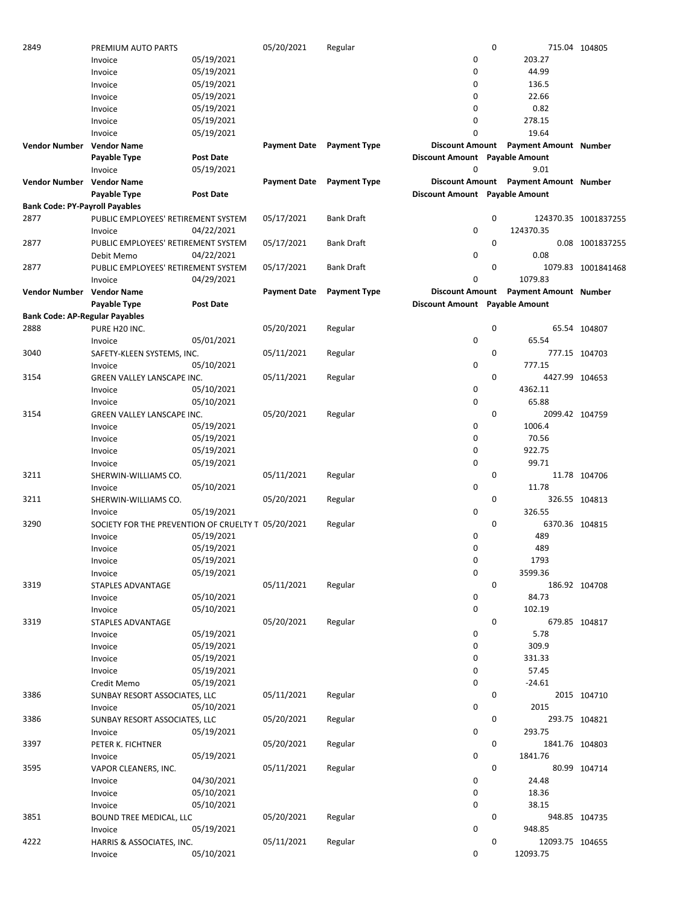| Vendor Number | Vendor Name | | Payment Date | Payment Type | Discount Amount | Payment Amount | Number |
|---|---|---|---|---|---|---|---|
| | Payable Type | Post Date | | | Discount Amount | Payable Amount | |
| 2849 | PREMIUM AUTO PARTS | | 05/20/2021 | Regular | 0 | 715.04 | 104805 |
| | Invoice | 05/19/2021 | | | 0 | 203.27 | |
| | Invoice | 05/19/2021 | | | 0 | 44.99 | |
| | Invoice | 05/19/2021 | | | 0 | 136.5 | |
| | Invoice | 05/19/2021 | | | 0 | 22.66 | |
| | Invoice | 05/19/2021 | | | 0 | 0.82 | |
| | Invoice | 05/19/2021 | | | 0 | 278.15 | |
| | Invoice | 05/19/2021 | | | 0 | 19.64 | |
| **Vendor Number** | **Vendor Name** | | **Payment Date** | **Payment Type** | **Discount Amount** | **Payment Amount** | **Number** |
| | **Payable Type** | **Post Date** | | | **Discount Amount** | **Payable Amount** | |
| | Invoice | 05/19/2021 | | | 0 | 9.01 | |
| **Vendor Number** | **Vendor Name** | | **Payment Date** | **Payment Type** | **Discount Amount** | **Payment Amount** | **Number** |
| | **Payable Type** | **Post Date** | | | **Discount Amount** | **Payable Amount** | |
| **Bank Code: PY-Payroll Payables** | | | | | | | |
| 2877 | PUBLIC EMPLOYEES' RETIREMENT SYSTEM | | 05/17/2021 | Bank Draft | 0 | 124370.35 | 1001837255 |
| | Invoice | 04/22/2021 | | | 0 | 124370.35 | |
| 2877 | PUBLIC EMPLOYEES' RETIREMENT SYSTEM | | 05/17/2021 | Bank Draft | 0 | 0.08 | 1001837255 |
| | Debit Memo | 04/22/2021 | | | 0 | 0.08 | |
| 2877 | PUBLIC EMPLOYEES' RETIREMENT SYSTEM | | 05/17/2021 | Bank Draft | 0 | 1079.83 | 1001841468 |
| | Invoice | 04/29/2021 | | | 0 | 1079.83 | |
| **Vendor Number** | **Vendor Name** | | **Payment Date** | **Payment Type** | **Discount Amount** | **Payment Amount** | **Number** |
| | **Payable Type** | **Post Date** | | | **Discount Amount** | **Payable Amount** | |
| **Bank Code: AP-Regular Payables** | | | | | | | |
| 2888 | PURE H20 INC. | | 05/20/2021 | Regular | 0 | 65.54 | 104807 |
| | Invoice | 05/01/2021 | | | 0 | 65.54 | |
| 3040 | SAFETY-KLEEN SYSTEMS, INC. | | 05/11/2021 | Regular | 0 | 777.15 | 104703 |
| | Invoice | 05/10/2021 | | | 0 | 777.15 | |
| 3154 | GREEN VALLEY LANSCAPE INC. | | 05/11/2021 | Regular | 0 | 4427.99 | 104653 |
| | Invoice | 05/10/2021 | | | 0 | 4362.11 | |
| | Invoice | 05/10/2021 | | | 0 | 65.88 | |
| 3154 | GREEN VALLEY LANSCAPE INC. | | 05/20/2021 | Regular | 0 | 2099.42 | 104759 |
| | Invoice | 05/19/2021 | | | 0 | 1006.4 | |
| | Invoice | 05/19/2021 | | | 0 | 70.56 | |
| | Invoice | 05/19/2021 | | | 0 | 922.75 | |
| | Invoice | 05/19/2021 | | | 0 | 99.71 | |
| 3211 | SHERWIN-WILLIAMS CO. | | 05/11/2021 | Regular | 0 | 11.78 | 104706 |
| | Invoice | 05/10/2021 | | | 0 | 11.78 | |
| 3211 | SHERWIN-WILLIAMS CO. | | 05/20/2021 | Regular | 0 | 326.55 | 104813 |
| | Invoice | 05/19/2021 | | | 0 | 326.55 | |
| 3290 | SOCIETY FOR THE PREVENTION OF CRUELTY T | | 05/20/2021 | Regular | 0 | 6370.36 | 104815 |
| | Invoice | 05/19/2021 | | | 0 | 489 | |
| | Invoice | 05/19/2021 | | | 0 | 489 | |
| | Invoice | 05/19/2021 | | | 0 | 1793 | |
| | Invoice | 05/19/2021 | | | 0 | 3599.36 | |
| 3319 | STAPLES ADVANTAGE | | 05/11/2021 | Regular | 0 | 186.92 | 104708 |
| | Invoice | 05/10/2021 | | | 0 | 84.73 | |
| | Invoice | 05/10/2021 | | | 0 | 102.19 | |
| 3319 | STAPLES ADVANTAGE | | 05/20/2021 | Regular | 0 | 679.85 | 104817 |
| | Invoice | 05/19/2021 | | | 0 | 5.78 | |
| | Invoice | 05/19/2021 | | | 0 | 309.9 | |
| | Invoice | 05/19/2021 | | | 0 | 331.33 | |
| | Invoice | 05/19/2021 | | | 0 | 57.45 | |
| | Credit Memo | 05/19/2021 | | | 0 | -24.61 | |
| 3386 | SUNBAY RESORT ASSOCIATES, LLC | | 05/11/2021 | Regular | 0 | 2015 | 104710 |
| | Invoice | 05/10/2021 | | | 0 | 2015 | |
| 3386 | SUNBAY RESORT ASSOCIATES, LLC | | 05/20/2021 | Regular | 0 | 293.75 | 104821 |
| | Invoice | 05/19/2021 | | | 0 | 293.75 | |
| 3397 | PETER K. FICHTNER | | 05/20/2021 | Regular | 0 | 1841.76 | 104803 |
| | Invoice | 05/19/2021 | | | 0 | 1841.76 | |
| 3595 | VAPOR CLEANERS, INC. | | 05/11/2021 | Regular | 0 | 80.99 | 104714 |
| | Invoice | 04/30/2021 | | | 0 | 24.48 | |
| | Invoice | 05/10/2021 | | | 0 | 18.36 | |
| | Invoice | 05/10/2021 | | | 0 | 38.15 | |
| 3851 | BOUND TREE MEDICAL, LLC | | 05/20/2021 | Regular | 0 | 948.85 | 104735 |
| | Invoice | 05/19/2021 | | | 0 | 948.85 | |
| 4222 | HARRIS & ASSOCIATES, INC. | | 05/11/2021 | Regular | 0 | 12093.75 | 104655 |
| | Invoice | 05/10/2021 | | | 0 | 12093.75 | |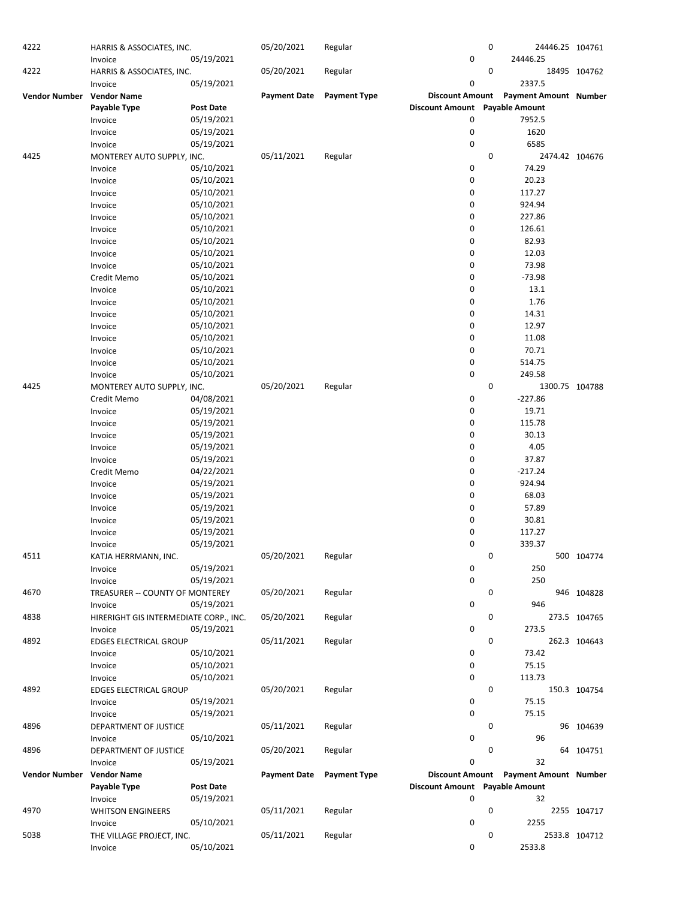| Vendor Number | Vendor Name | | Payment Date | Payment Type | Discount Amount | Payment Amount | Number |
|---|---|---|---|---|---|---|---|
| | Payable Type | Post Date | | | Discount Amount | Payable Amount | |
| 4222 | HARRIS & ASSOCIATES, INC. | | 05/20/2021 | Regular | 0 | 24446.25 | 104761 |
| | Invoice | 05/19/2021 | | | 0 | 24446.25 | |
| 4222 | HARRIS & ASSOCIATES, INC. | | 05/20/2021 | Regular | 0 | 18495 | 104762 |
| | Invoice | 05/19/2021 | | | 0 | 2337.5 | |
| | Invoice | 05/19/2021 | | | 0 | 7952.5 | |
| | Invoice | 05/19/2021 | | | 0 | 1620 | |
| | Invoice | 05/19/2021 | | | 0 | 6585 | |
| 4425 | MONTEREY AUTO SUPPLY, INC. | | 05/11/2021 | Regular | 0 | 2474.42 | 104676 |
| | Invoice | 05/10/2021 | | | 0 | 74.29 | |
| | Invoice | 05/10/2021 | | | 0 | 20.23 | |
| | Invoice | 05/10/2021 | | | 0 | 117.27 | |
| | Invoice | 05/10/2021 | | | 0 | 924.94 | |
| | Invoice | 05/10/2021 | | | 0 | 227.86 | |
| | Invoice | 05/10/2021 | | | 0 | 126.61 | |
| | Invoice | 05/10/2021 | | | 0 | 82.93 | |
| | Invoice | 05/10/2021 | | | 0 | 12.03 | |
| | Invoice | 05/10/2021 | | | 0 | 73.98 | |
| | Credit Memo | 05/10/2021 | | | 0 | -73.98 | |
| | Invoice | 05/10/2021 | | | 0 | 13.1 | |
| | Invoice | 05/10/2021 | | | 0 | 1.76 | |
| | Invoice | 05/10/2021 | | | 0 | 14.31 | |
| | Invoice | 05/10/2021 | | | 0 | 12.97 | |
| | Invoice | 05/10/2021 | | | 0 | 11.08 | |
| | Invoice | 05/10/2021 | | | 0 | 70.71 | |
| | Invoice | 05/10/2021 | | | 0 | 514.75 | |
| | Invoice | 05/10/2021 | | | 0 | 249.58 | |
| 4425 | MONTEREY AUTO SUPPLY, INC. | | 05/20/2021 | Regular | 0 | 1300.75 | 104788 |
| | Credit Memo | 04/08/2021 | | | 0 | -227.86 | |
| | Invoice | 05/19/2021 | | | 0 | 19.71 | |
| | Invoice | 05/19/2021 | | | 0 | 115.78 | |
| | Invoice | 05/19/2021 | | | 0 | 30.13 | |
| | Invoice | 05/19/2021 | | | 0 | 4.05 | |
| | Invoice | 05/19/2021 | | | 0 | 37.87 | |
| | Credit Memo | 04/22/2021 | | | 0 | -217.24 | |
| | Invoice | 05/19/2021 | | | 0 | 924.94 | |
| | Invoice | 05/19/2021 | | | 0 | 68.03 | |
| | Invoice | 05/19/2021 | | | 0 | 57.89 | |
| | Invoice | 05/19/2021 | | | 0 | 30.81 | |
| | Invoice | 05/19/2021 | | | 0 | 117.27 | |
| | Invoice | 05/19/2021 | | | 0 | 339.37 | |
| 4511 | KATJA HERRMANN, INC. | | 05/20/2021 | Regular | 0 | 500 | 104774 |
| | Invoice | 05/19/2021 | | | 0 | 250 | |
| | Invoice | 05/19/2021 | | | 0 | 250 | |
| 4670 | TREASURER -- COUNTY OF MONTEREY | | 05/20/2021 | Regular | 0 | 946 | 104828 |
| | Invoice | 05/19/2021 | | | 0 | 946 | |
| 4838 | HIRERIGHT GIS INTERMEDIATE CORP., INC. | | 05/20/2021 | Regular | 0 | 273.5 | 104765 |
| | Invoice | 05/19/2021 | | | 0 | 273.5 | |
| 4892 | EDGES ELECTRICAL GROUP | | 05/11/2021 | Regular | 0 | 262.3 | 104643 |
| | Invoice | 05/10/2021 | | | 0 | 73.42 | |
| | Invoice | 05/10/2021 | | | 0 | 75.15 | |
| | Invoice | 05/10/2021 | | | 0 | 113.73 | |
| 4892 | EDGES ELECTRICAL GROUP | | 05/20/2021 | Regular | 0 | 150.3 | 104754 |
| | Invoice | 05/19/2021 | | | 0 | 75.15 | |
| | Invoice | 05/19/2021 | | | 0 | 75.15 | |
| 4896 | DEPARTMENT OF JUSTICE | | 05/11/2021 | Regular | 0 | 96 | 104639 |
| | Invoice | 05/10/2021 | | | 0 | 96 | |
| 4896 | DEPARTMENT OF JUSTICE | | 05/20/2021 | Regular | 0 | 64 | 104751 |
| | Invoice | 05/19/2021 | | | 0 | 32 | |
| | Invoice | 05/19/2021 | | | 0 | 32 | |
| 4970 | WHITSON ENGINEERS | | 05/11/2021 | Regular | 0 | 2255 | 104717 |
| | Invoice | 05/10/2021 | | | 0 | 2255 | |
| 5038 | THE VILLAGE PROJECT, INC. | | 05/11/2021 | Regular | 0 | 2533.8 | 104712 |
| | Invoice | 05/10/2021 | | | 0 | 2533.8 | |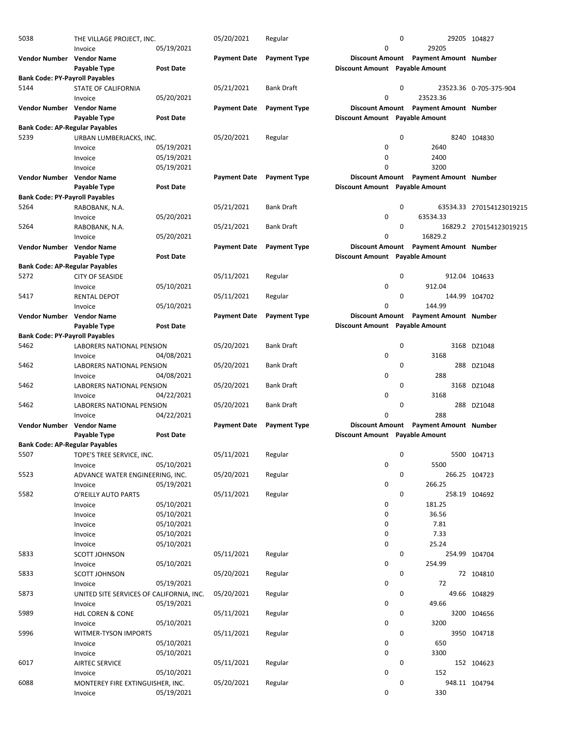| Vendor Number | Vendor Name | | Payment Date | Payment Type | Discount Amount | Payment Amount | Number |
|---|---|---|---|---|---|---|---|
| | Payable Type | Post Date | | | Discount Amount | Payable Amount | |
| 5038 | THE VILLAGE PROJECT, INC. | | 05/20/2021 | Regular | 0 | 29205 | 104827 |
| | Invoice | 05/19/2021 | | | 0 | 29205 | |

| Vendor Number | Vendor Name | | Payment Date | Payment Type | Discount Amount | Payment Amount | Number |
|---|---|---|---|---|---|---|---|
| | Payable Type | Post Date | | | Discount Amount | Payable Amount | |
| **Bank Code: PY-Payroll Payables** | | | | | | | |
| 5144 | STATE OF CALIFORNIA | | 05/21/2021 | Bank Draft | 0 | 23523.36 | 0-705-375-904 |
| | Invoice | 05/20/2021 | | | 0 | 23523.36 | |

| Vendor Number | Vendor Name | | Payment Date | Payment Type | Discount Amount | Payment Amount | Number |
|---|---|---|---|---|---|---|---|
| | Payable Type | Post Date | | | Discount Amount | Payable Amount | |
| **Bank Code: AP-Regular Payables** | | | | | | | |
| 5239 | URBAN LUMBERJACKS, INC. | | 05/20/2021 | Regular | 0 | 8240 | 104830 |
| | Invoice | 05/19/2021 | | | 0 | 2640 | |
| | Invoice | 05/19/2021 | | | 0 | 2400 | |
| | Invoice | 05/19/2021 | | | 0 | 3200 | |

| Vendor Number | Vendor Name | | Payment Date | Payment Type | Discount Amount | Payment Amount | Number |
|---|---|---|---|---|---|---|---|
| | Payable Type | Post Date | | | Discount Amount | Payable Amount | |
| **Bank Code: PY-Payroll Payables** | | | | | | | |
| 5264 | RABOBANK, N.A. | | 05/21/2021 | Bank Draft | 0 | 63534.33 | 270154123019215 |
| | Invoice | 05/20/2021 | | | 0 | 63534.33 | |
| 5264 | RABOBANK, N.A. | | 05/21/2021 | Bank Draft | 0 | 16829.2 | 270154123019215 |
| | Invoice | 05/20/2021 | | | 0 | 16829.2 | |

| Vendor Number | Vendor Name | | Payment Date | Payment Type | Discount Amount | Payment Amount | Number |
|---|---|---|---|---|---|---|---|
| | Payable Type | Post Date | | | Discount Amount | Payable Amount | |
| **Bank Code: AP-Regular Payables** | | | | | | | |
| 5272 | CITY OF SEASIDE | | 05/11/2021 | Regular | 0 | 912.04 | 104633 |
| | Invoice | 05/10/2021 | | | 0 | 912.04 | |
| 5417 | RENTAL DEPOT | | 05/11/2021 | Regular | 0 | 144.99 | 104702 |
| | Invoice | 05/10/2021 | | | 0 | 144.99 | |

| Vendor Number | Vendor Name | | Payment Date | Payment Type | Discount Amount | Payment Amount | Number |
|---|---|---|---|---|---|---|---|
| | Payable Type | Post Date | | | Discount Amount | Payable Amount | |
| **Bank Code: PY-Payroll Payables** | | | | | | | |
| 5462 | LABORERS NATIONAL PENSION | | 05/20/2021 | Bank Draft | 0 | 3168 | DZ1048 |
| | Invoice | 04/08/2021 | | | 0 | 3168 | |
| 5462 | LABORERS NATIONAL PENSION | | 05/20/2021 | Bank Draft | 0 | 288 | DZ1048 |
| | Invoice | 04/08/2021 | | | 0 | 288 | |
| 5462 | LABORERS NATIONAL PENSION | | 05/20/2021 | Bank Draft | 0 | 3168 | DZ1048 |
| | Invoice | 04/22/2021 | | | 0 | 3168 | |
| 5462 | LABORERS NATIONAL PENSION | | 05/20/2021 | Bank Draft | 0 | 288 | DZ1048 |
| | Invoice | 04/22/2021 | | | 0 | 288 | |

| Vendor Number | Vendor Name | | Payment Date | Payment Type | Discount Amount | Payment Amount | Number |
|---|---|---|---|---|---|---|---|
| | Payable Type | Post Date | | | Discount Amount | Payable Amount | |
| **Bank Code: AP-Regular Payables** | | | | | | | |
| 5507 | TOPE'S TREE SERVICE, INC. | | 05/11/2021 | Regular | 0 | 5500 | 104713 |
| | Invoice | 05/10/2021 | | | 0 | 5500 | |
| 5523 | ADVANCE WATER ENGINEERING, INC. | | 05/20/2021 | Regular | 0 | 266.25 | 104723 |
| | Invoice | 05/19/2021 | | | 0 | 266.25 | |
| 5582 | O'REILLY AUTO PARTS | | 05/11/2021 | Regular | 0 | 258.19 | 104692 |
| | Invoice | 05/10/2021 | | | 0 | 181.25 | |
| | Invoice | 05/10/2021 | | | 0 | 36.56 | |
| | Invoice | 05/10/2021 | | | 0 | 7.81 | |
| | Invoice | 05/10/2021 | | | 0 | 7.33 | |
| | Invoice | 05/10/2021 | | | 0 | 25.24 | |
| 5833 | SCOTT JOHNSON | | 05/11/2021 | Regular | 0 | 254.99 | 104704 |
| | Invoice | 05/10/2021 | | | 0 | 254.99 | |
| 5833 | SCOTT JOHNSON | | 05/20/2021 | Regular | 0 | 72 | 104810 |
| | Invoice | 05/19/2021 | | | 0 | 72 | |
| 5873 | UNITED SITE SERVICES OF CALIFORNIA, INC. | | 05/20/2021 | Regular | 0 | 49.66 | 104829 |
| | Invoice | 05/19/2021 | | | 0 | 49.66 | |
| 5989 | HdL COREN & CONE | | 05/11/2021 | Regular | 0 | 3200 | 104656 |
| | Invoice | 05/10/2021 | | | 0 | 3200 | |
| 5996 | WITMER-TYSON IMPORTS | | 05/11/2021 | Regular | 0 | 3950 | 104718 |
| | Invoice | 05/10/2021 | | | 0 | 650 | |
| | Invoice | 05/10/2021 | | | 0 | 3300 | |
| 6017 | AIRTEC SERVICE | | 05/11/2021 | Regular | 0 | 152 | 104623 |
| | Invoice | 05/10/2021 | | | 0 | 152 | |
| 6088 | MONTEREY FIRE EXTINGUISHER, INC. | | 05/20/2021 | Regular | 0 | 948.11 | 104794 |
| | Invoice | 05/19/2021 | | | 0 | 330 | |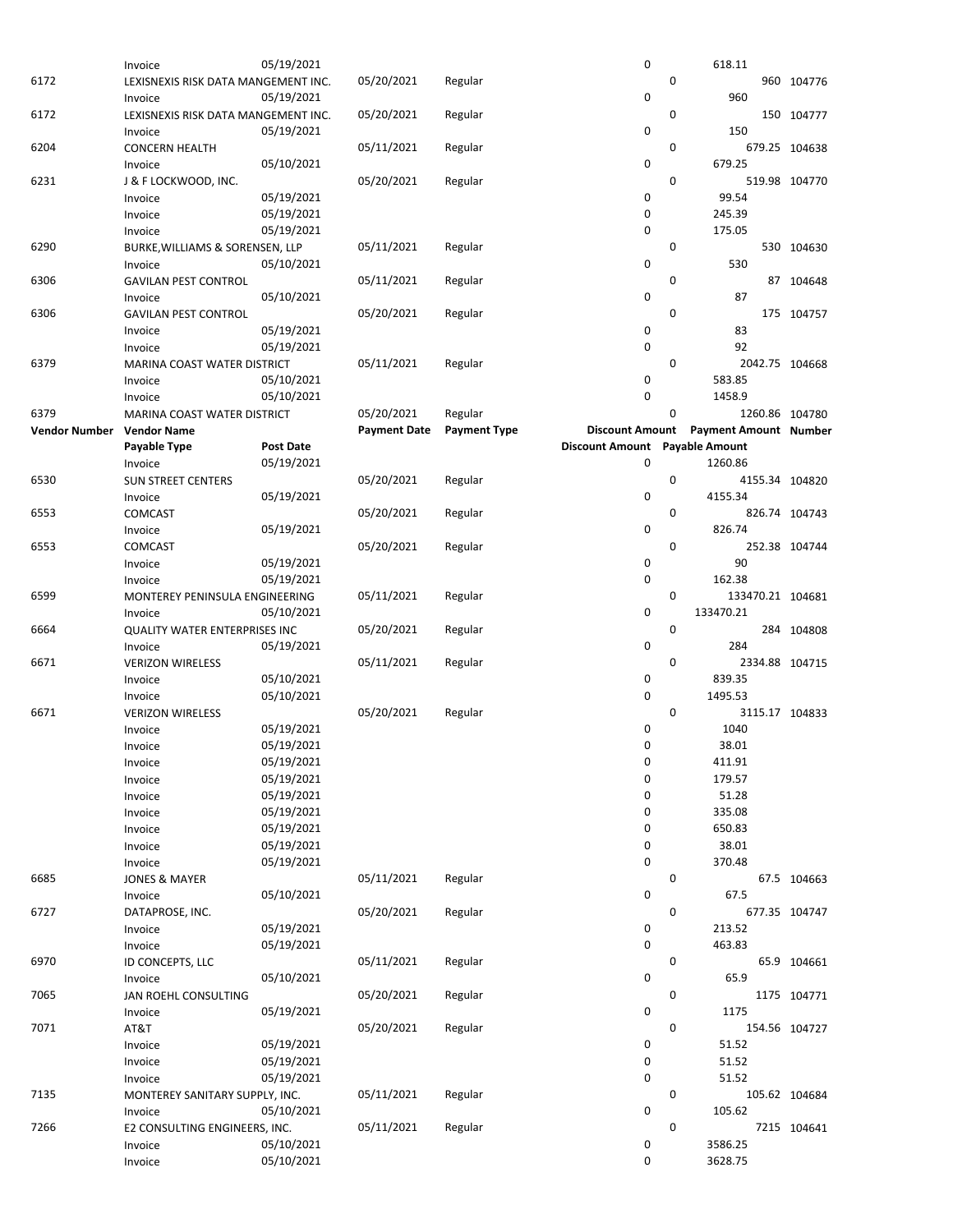| Vendor Number | Vendor Name | | Payment Date | Payment Type | Discount Amount | Payment Amount | Number |
|---|---|---|---|---|---|---|---|
| | Payable Type | Post Date | | | Discount Amount | Payable Amount | |
| | Invoice | 05/19/2021 | | | 0 | 618.11 | |
| 6172 | LEXISNEXIS RISK DATA MANGEMENT INC. | | 05/20/2021 | Regular | 0 | 960 | 104776 |
| | Invoice | 05/19/2021 | | | 0 | 960 | |
| 6172 | LEXISNEXIS RISK DATA MANGEMENT INC. | | 05/20/2021 | Regular | 0 | 150 | 104777 |
| | Invoice | 05/19/2021 | | | 0 | 150 | |
| 6204 | CONCERN HEALTH | | 05/11/2021 | Regular | 0 | 679.25 | 104638 |
| | Invoice | 05/10/2021 | | | 0 | 679.25 | |
| 6231 | J & F LOCKWOOD, INC. | | 05/20/2021 | Regular | 0 | 519.98 | 104770 |
| | Invoice | 05/19/2021 | | | 0 | 99.54 | |
| | Invoice | 05/19/2021 | | | 0 | 245.39 | |
| | Invoice | 05/19/2021 | | | 0 | 175.05 | |
| 6290 | BURKE,WILLIAMS & SORENSEN, LLP | | 05/11/2021 | Regular | 0 | 530 | 104630 |
| | Invoice | 05/10/2021 | | | 0 | 530 | |
| 6306 | GAVILAN PEST CONTROL | | 05/11/2021 | Regular | 0 | 87 | 104648 |
| | Invoice | 05/10/2021 | | | 0 | 87 | |
| 6306 | GAVILAN PEST CONTROL | | 05/20/2021 | Regular | 0 | 175 | 104757 |
| | Invoice | 05/19/2021 | | | 0 | 83 | |
| | Invoice | 05/19/2021 | | | 0 | 92 | |
| 6379 | MARINA COAST WATER DISTRICT | | 05/11/2021 | Regular | 0 | 2042.75 | 104668 |
| | Invoice | 05/10/2021 | | | 0 | 583.85 | |
| | Invoice | 05/10/2021 | | | 0 | 1458.9 | |
| 6379 | MARINA COAST WATER DISTRICT | | 05/20/2021 | Regular | 0 | 1260.86 | 104780 |
| **Vendor Number** | **Vendor Name** | | **Payment Date** | **Payment Type** | **Discount Amount** | **Payment Amount** | **Number** |
| | **Payable Type** | **Post Date** | | | **Discount Amount** | **Payable Amount** | |
| | Invoice | 05/19/2021 | | | 0 | 1260.86 | |
| 6530 | SUN STREET CENTERS | | 05/20/2021 | Regular | 0 | 4155.34 | 104820 |
| | Invoice | 05/19/2021 | | | 0 | 4155.34 | |
| 6553 | COMCAST | | 05/20/2021 | Regular | 0 | 826.74 | 104743 |
| | Invoice | 05/19/2021 | | | 0 | 826.74 | |
| 6553 | COMCAST | | 05/20/2021 | Regular | 0 | 252.38 | 104744 |
| | Invoice | 05/19/2021 | | | 0 | 90 | |
| | Invoice | 05/19/2021 | | | 0 | 162.38 | |
| 6599 | MONTEREY PENINSULA ENGINEERING | | 05/11/2021 | Regular | 0 | 133470.21 | 104681 |
| | Invoice | 05/10/2021 | | | 0 | 133470.21 | |
| 6664 | QUALITY WATER ENTERPRISES INC | | 05/20/2021 | Regular | 0 | 284 | 104808 |
| | Invoice | 05/19/2021 | | | 0 | 284 | |
| 6671 | VERIZON WIRELESS | | 05/11/2021 | Regular | 0 | 2334.88 | 104715 |
| | Invoice | 05/10/2021 | | | 0 | 839.35 | |
| | Invoice | 05/10/2021 | | | 0 | 1495.53 | |
| 6671 | VERIZON WIRELESS | | 05/20/2021 | Regular | 0 | 3115.17 | 104833 |
| | Invoice | 05/19/2021 | | | 0 | 1040 | |
| | Invoice | 05/19/2021 | | | 0 | 38.01 | |
| | Invoice | 05/19/2021 | | | 0 | 411.91 | |
| | Invoice | 05/19/2021 | | | 0 | 179.57 | |
| | Invoice | 05/19/2021 | | | 0 | 51.28 | |
| | Invoice | 05/19/2021 | | | 0 | 335.08 | |
| | Invoice | 05/19/2021 | | | 0 | 650.83 | |
| | Invoice | 05/19/2021 | | | 0 | 38.01 | |
| | Invoice | 05/19/2021 | | | 0 | 370.48 | |
| 6685 | JONES & MAYER | | 05/11/2021 | Regular | 0 | 67.5 | 104663 |
| | Invoice | 05/10/2021 | | | 0 | 67.5 | |
| 6727 | DATAPROSE, INC. | | 05/20/2021 | Regular | 0 | 677.35 | 104747 |
| | Invoice | 05/19/2021 | | | 0 | 213.52 | |
| | Invoice | 05/19/2021 | | | 0 | 463.83 | |
| 6970 | ID CONCEPTS, LLC | | 05/11/2021 | Regular | 0 | 65.9 | 104661 |
| | Invoice | 05/10/2021 | | | 0 | 65.9 | |
| 7065 | JAN ROEHL CONSULTING | | 05/20/2021 | Regular | 0 | 1175 | 104771 |
| | Invoice | 05/19/2021 | | | 0 | 1175 | |
| 7071 | AT&T | | 05/20/2021 | Regular | 0 | 154.56 | 104727 |
| | Invoice | 05/19/2021 | | | 0 | 51.52 | |
| | Invoice | 05/19/2021 | | | 0 | 51.52 | |
| | Invoice | 05/19/2021 | | | 0 | 51.52 | |
| 7135 | MONTEREY SANITARY SUPPLY, INC. | | 05/11/2021 | Regular | 0 | 105.62 | 104684 |
| | Invoice | 05/10/2021 | | | 0 | 105.62 | |
| 7266 | E2 CONSULTING ENGINEERS, INC. | | 05/11/2021 | Regular | 0 | 7215 | 104641 |
| | Invoice | 05/10/2021 | | | 0 | 3586.25 | |
| | Invoice | 05/10/2021 | | | 0 | 3628.75 | |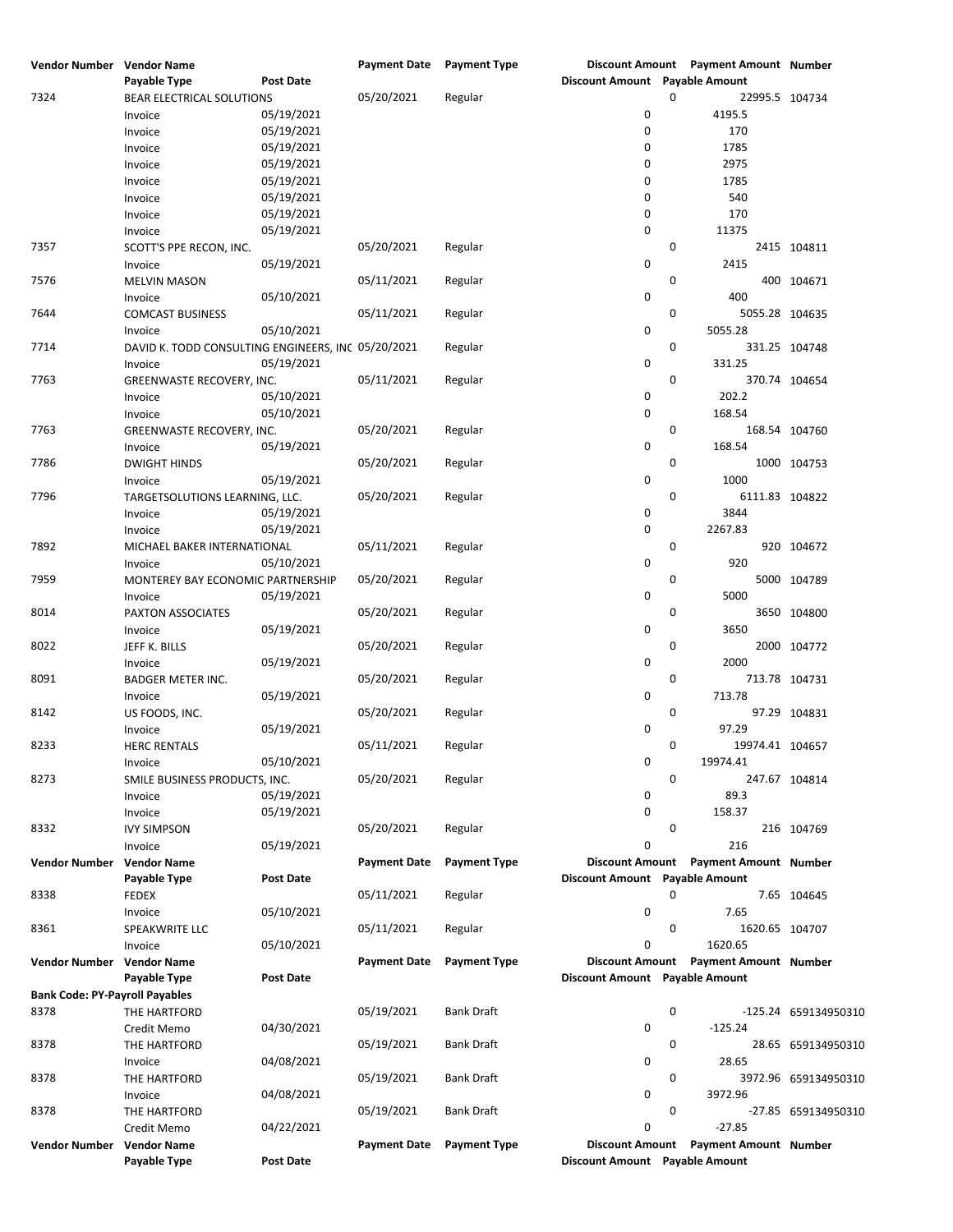| Vendor Number | Vendor Name | | Payment Date | Payment Type | Discount Amount | Payment Amount | Number |
|---|---|---|---|---|---|---|---|
| | Payable Type | Post Date | | | Discount Amount | Payable Amount | |
| 7324 | BEAR ELECTRICAL SOLUTIONS | | 05/20/2021 | Regular | 0 | 22995.5 | 104734 |
| | Invoice | 05/19/2021 | | | 0 | 4195.5 | |
| | Invoice | 05/19/2021 | | | 0 | 170 | |
| | Invoice | 05/19/2021 | | | 0 | 1785 | |
| | Invoice | 05/19/2021 | | | 0 | 2975 | |
| | Invoice | 05/19/2021 | | | 0 | 1785 | |
| | Invoice | 05/19/2021 | | | 0 | 540 | |
| | Invoice | 05/19/2021 | | | 0 | 170 | |
| | Invoice | 05/19/2021 | | | 0 | 11375 | |
| 7357 | SCOTT'S PPE RECON, INC. | | 05/20/2021 | Regular | 0 | 2415 | 104811 |
| | Invoice | 05/19/2021 | | | 0 | 2415 | |
| 7576 | MELVIN MASON | | 05/11/2021 | Regular | 0 | 400 | 104671 |
| | Invoice | 05/10/2021 | | | 0 | 400 | |
| 7644 | COMCAST BUSINESS | | 05/11/2021 | Regular | 0 | 5055.28 | 104635 |
| | Invoice | 05/10/2021 | | | 0 | 5055.28 | |
| 7714 | DAVID K. TODD CONSULTING ENGINEERS, INC | | 05/20/2021 | Regular | 0 | 331.25 | 104748 |
| | Invoice | 05/19/2021 | | | 0 | 331.25 | |
| 7763 | GREENWASTE RECOVERY, INC. | | 05/11/2021 | Regular | 0 | 370.74 | 104654 |
| | Invoice | 05/10/2021 | | | 0 | 202.2 | |
| | Invoice | 05/10/2021 | | | 0 | 168.54 | |
| 7763 | GREENWASTE RECOVERY, INC. | | 05/20/2021 | Regular | 0 | 168.54 | 104760 |
| | Invoice | 05/19/2021 | | | 0 | 168.54 | |
| 7786 | DWIGHT HINDS | | 05/20/2021 | Regular | 0 | 1000 | 104753 |
| | Invoice | 05/19/2021 | | | 0 | 1000 | |
| 7796 | TARGETSOLUTIONS LEARNING, LLC. | | 05/20/2021 | Regular | 0 | 6111.83 | 104822 |
| | Invoice | 05/19/2021 | | | 0 | 3844 | |
| | Invoice | 05/19/2021 | | | 0 | 2267.83 | |
| 7892 | MICHAEL BAKER INTERNATIONAL | | 05/11/2021 | Regular | 0 | 920 | 104672 |
| | Invoice | 05/10/2021 | | | 0 | 920 | |
| 7959 | MONTEREY BAY ECONOMIC PARTNERSHIP | | 05/20/2021 | Regular | 0 | 5000 | 104789 |
| | Invoice | 05/19/2021 | | | 0 | 5000 | |
| 8014 | PAXTON ASSOCIATES | | 05/20/2021 | Regular | 0 | 3650 | 104800 |
| | Invoice | 05/19/2021 | | | 0 | 3650 | |
| 8022 | JEFF K. BILLS | | 05/20/2021 | Regular | 0 | 2000 | 104772 |
| | Invoice | 05/19/2021 | | | 0 | 2000 | |
| 8091 | BADGER METER INC. | | 05/20/2021 | Regular | 0 | 713.78 | 104731 |
| | Invoice | 05/19/2021 | | | 0 | 713.78 | |
| 8142 | US FOODS, INC. | | 05/20/2021 | Regular | 0 | 97.29 | 104831 |
| | Invoice | 05/19/2021 | | | 0 | 97.29 | |
| 8233 | HERC RENTALS | | 05/11/2021 | Regular | 0 | 19974.41 | 104657 |
| | Invoice | 05/10/2021 | | | 0 | 19974.41 | |
| 8273 | SMILE BUSINESS PRODUCTS, INC. | | 05/20/2021 | Regular | 0 | 247.67 | 104814 |
| | Invoice | 05/19/2021 | | | 0 | 89.3 | |
| | Invoice | 05/19/2021 | | | 0 | 158.37 | |
| 8332 | IVY SIMPSON | | 05/20/2021 | Regular | 0 | 216 | 104769 |
| | Invoice | 05/19/2021 | | | 0 | 216 | |

| Vendor Number | Vendor Name | | Payment Date | Payment Type | Discount Amount | Payment Amount | Number |
|---|---|---|---|---|---|---|---|
| | Payable Type | Post Date | | | Discount Amount | Payable Amount | |
| 8338 | FEDEX | | 05/11/2021 | Regular | 0 | 7.65 | 104645 |
| | Invoice | 05/10/2021 | | | 0 | 7.65 | |
| 8361 | SPEAKWRITE LLC | | 05/11/2021 | Regular | 0 | 1620.65 | 104707 |
| | Invoice | 05/10/2021 | | | 0 | 1620.65 | |

| Vendor Number | Vendor Name | | Payment Date | Payment Type | Discount Amount | Payment Amount | Number |
|---|---|---|---|---|---|---|---|
| | Payable Type | Post Date | | | Discount Amount | Payable Amount | |
| **Bank Code: PY-Payroll Payables** | | | | | | | |
| 8378 | THE HARTFORD | | 05/19/2021 | Bank Draft | 0 | -125.24 | 659134950310 |
| | Credit Memo | 04/30/2021 | | | 0 | -125.24 | |
| 8378 | THE HARTFORD | | 05/19/2021 | Bank Draft | 0 | 28.65 | 659134950310 |
| | Invoice | 04/08/2021 | | | 0 | 28.65 | |
| 8378 | THE HARTFORD | | 05/19/2021 | Bank Draft | 0 | 3972.96 | 659134950310 |
| | Invoice | 04/08/2021 | | | 0 | 3972.96 | |
| 8378 | THE HARTFORD | | 05/19/2021 | Bank Draft | 0 | -27.85 | 659134950310 |
| | Credit Memo | 04/22/2021 | | | 0 | -27.85 | |

| Vendor Number | Vendor Name | | Payment Date | Payment Type | Discount Amount | Payment Amount | Number |
|---|---|---|---|---|---|---|---|
| | Payable Type | Post Date | | | Discount Amount | Payable Amount | |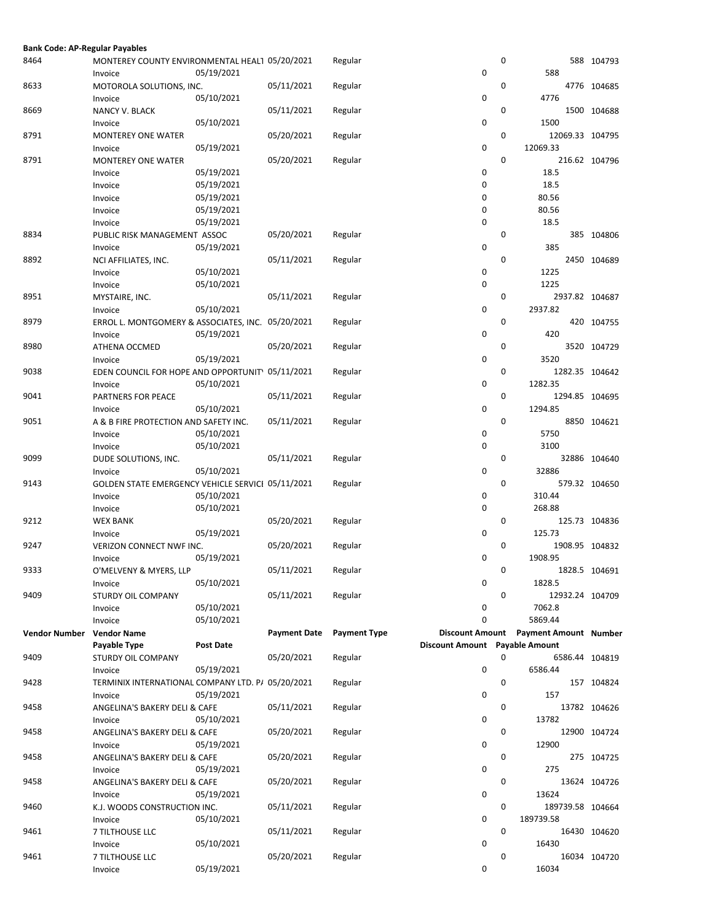**Bank Code: AP-Regular Payables**

| Vendor Number | Vendor Name | | Payment Date | Payment Type | Discount Amount | Payment Amount | Number |
|---|---|---|---|---|---|---|---|
| | Payable Type | Post Date | | | Discount Amount | Payable Amount | |
| 8464 | MONTEREY COUNTY ENVIRONMENTAL HEALT | | 05/20/2021 | Regular | 0 | 588 | 104793 |
| | Invoice | 05/19/2021 | | | 0 | 588 | |
| 8633 | MOTOROLA SOLUTIONS, INC. | | 05/11/2021 | Regular | 0 | 4776 | 104685 |
| | Invoice | 05/10/2021 | | | 0 | 4776 | |
| 8669 | NANCY V. BLACK | | 05/11/2021 | Regular | 0 | 1500 | 104688 |
| | Invoice | 05/10/2021 | | | 0 | 1500 | |
| 8791 | MONTEREY ONE WATER | | 05/20/2021 | Regular | 0 | 12069.33 | 104795 |
| | Invoice | 05/19/2021 | | | 0 | 12069.33 | |
| 8791 | MONTEREY ONE WATER | | 05/20/2021 | Regular | 0 | 216.62 | 104796 |
| | Invoice | 05/19/2021 | | | 0 | 18.5 | |
| | Invoice | 05/19/2021 | | | 0 | 18.5 | |
| | Invoice | 05/19/2021 | | | 0 | 80.56 | |
| | Invoice | 05/19/2021 | | | 0 | 80.56 | |
| | Invoice | 05/19/2021 | | | 0 | 18.5 | |
| 8834 | PUBLIC RISK MANAGEMENT ASSOC | | 05/20/2021 | Regular | 0 | 385 | 104806 |
| | Invoice | 05/19/2021 | | | 0 | 385 | |
| 8892 | NCI AFFILIATES, INC. | | 05/11/2021 | Regular | 0 | 2450 | 104689 |
| | Invoice | 05/10/2021 | | | 0 | 1225 | |
| | Invoice | 05/10/2021 | | | 0 | 1225 | |
| 8951 | MYSTAIRE, INC. | | 05/11/2021 | Regular | 0 | 2937.82 | 104687 |
| | Invoice | 05/10/2021 | | | 0 | 2937.82 | |
| 8979 | ERROL L. MONTGOMERY & ASSOCIATES, INC. | | 05/20/2021 | Regular | 0 | 420 | 104755 |
| | Invoice | 05/19/2021 | | | 0 | 420 | |
| 8980 | ATHENA OCCMED | | 05/20/2021 | Regular | 0 | 3520 | 104729 |
| | Invoice | 05/19/2021 | | | 0 | 3520 | |
| 9038 | EDEN COUNCIL FOR HOPE AND OPPORTUNIT | | 05/11/2021 | Regular | 0 | 1282.35 | 104642 |
| | Invoice | 05/10/2021 | | | 0 | 1282.35 | |
| 9041 | PARTNERS FOR PEACE | | 05/11/2021 | Regular | 0 | 1294.85 | 104695 |
| | Invoice | 05/10/2021 | | | 0 | 1294.85 | |
| 9051 | A & B FIRE PROTECTION AND SAFETY INC. | | 05/11/2021 | Regular | 0 | 8850 | 104621 |
| | Invoice | 05/10/2021 | | | 0 | 5750 | |
| | Invoice | 05/10/2021 | | | 0 | 3100 | |
| 9099 | DUDE SOLUTIONS, INC. | | 05/11/2021 | Regular | 0 | 32886 | 104640 |
| | Invoice | 05/10/2021 | | | 0 | 32886 | |
| 9143 | GOLDEN STATE EMERGENCY VEHICLE SERVICI | | 05/11/2021 | Regular | 0 | 579.32 | 104650 |
| | Invoice | 05/10/2021 | | | 0 | 310.44 | |
| | Invoice | 05/10/2021 | | | 0 | 268.88 | |
| 9212 | WEX BANK | | 05/20/2021 | Regular | 0 | 125.73 | 104836 |
| | Invoice | 05/19/2021 | | | 0 | 125.73 | |
| 9247 | VERIZON CONNECT NWF INC. | | 05/20/2021 | Regular | 0 | 1908.95 | 104832 |
| | Invoice | 05/19/2021 | | | 0 | 1908.95 | |
| 9333 | O'MELVENY & MYERS, LLP | | 05/11/2021 | Regular | 0 | 1828.5 | 104691 |
| | Invoice | 05/10/2021 | | | 0 | 1828.5 | |
| 9409 | STURDY OIL COMPANY | | 05/11/2021 | Regular | 0 | 12932.24 | 104709 |
| | Invoice | 05/10/2021 | | | 0 | 7062.8 | |
| | Invoice | 05/10/2021 | | | 0 | 5869.44 | |
| 9409 | STURDY OIL COMPANY | | 05/20/2021 | Regular | 0 | 6586.44 | 104819 |
| | Invoice | 05/19/2021 | | | 0 | 6586.44 | |
| 9428 | TERMINIX INTERNATIONAL COMPANY LTD. P/ | | 05/20/2021 | Regular | 0 | 157 | 104824 |
| | Invoice | 05/19/2021 | | | 0 | 157 | |
| 9458 | ANGELINA'S BAKERY DELI & CAFE | | 05/11/2021 | Regular | 0 | 13782 | 104626 |
| | Invoice | 05/10/2021 | | | 0 | 13782 | |
| 9458 | ANGELINA'S BAKERY DELI & CAFE | | 05/20/2021 | Regular | 0 | 12900 | 104724 |
| | Invoice | 05/19/2021 | | | 0 | 12900 | |
| 9458 | ANGELINA'S BAKERY DELI & CAFE | | 05/20/2021 | Regular | 0 | 275 | 104725 |
| | Invoice | 05/19/2021 | | | 0 | 275 | |
| 9458 | ANGELINA'S BAKERY DELI & CAFE | | 05/20/2021 | Regular | 0 | 13624 | 104726 |
| | Invoice | 05/19/2021 | | | 0 | 13624 | |
| 9460 | K.J. WOODS CONSTRUCTION INC. | | 05/11/2021 | Regular | 0 | 189739.58 | 104664 |
| | Invoice | 05/10/2021 | | | 0 | 189739.58 | |
| 9461 | 7 TILTHOUSE LLC | | 05/11/2021 | Regular | 0 | 16430 | 104620 |
| | Invoice | 05/10/2021 | | | 0 | 16430 | |
| 9461 | 7 TILTHOUSE LLC | | 05/20/2021 | Regular | 0 | 16034 | 104720 |
| | Invoice | 05/19/2021 | | | 0 | 16034 | |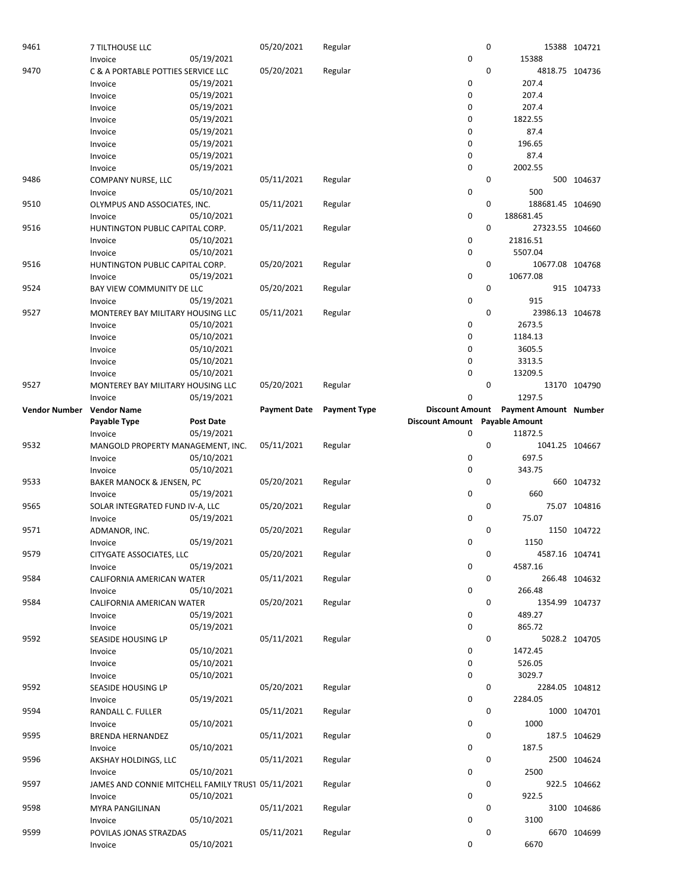| Vendor Number | Vendor Name | | Payment Date | Payment Type | Discount Amount | Payment Amount | Number |
|---|---|---|---|---|---|---|---|
| | Payable Type | Post Date | | | Discount Amount | Payable Amount | |
| 9461 | 7 TILTHOUSE LLC | | 05/20/2021 | Regular | 0 | 15388 | 104721 |
| | Invoice | 05/19/2021 | | | 0 | 15388 | |
| 9470 | C & A PORTABLE POTTIES SERVICE LLC | | 05/20/2021 | Regular | 0 | 4818.75 | 104736 |
| | Invoice | 05/19/2021 | | | 0 | 207.4 | |
| | Invoice | 05/19/2021 | | | 0 | 207.4 | |
| | Invoice | 05/19/2021 | | | 0 | 207.4 | |
| | Invoice | 05/19/2021 | | | 0 | 1822.55 | |
| | Invoice | 05/19/2021 | | | 0 | 87.4 | |
| | Invoice | 05/19/2021 | | | 0 | 196.65 | |
| | Invoice | 05/19/2021 | | | 0 | 87.4 | |
| | Invoice | 05/19/2021 | | | 0 | 2002.55 | |
| 9486 | COMPANY NURSE, LLC | | 05/11/2021 | Regular | 0 | 500 | 104637 |
| | Invoice | 05/10/2021 | | | 0 | 500 | |
| 9510 | OLYMPUS AND ASSOCIATES, INC. | | 05/11/2021 | Regular | 0 | 188681.45 | 104690 |
| | Invoice | 05/10/2021 | | | 0 | 188681.45 | |
| 9516 | HUNTINGTON PUBLIC CAPITAL CORP. | | 05/11/2021 | Regular | 0 | 27323.55 | 104660 |
| | Invoice | 05/10/2021 | | | 0 | 21816.51 | |
| | Invoice | 05/10/2021 | | | 0 | 5507.04 | |
| 9516 | HUNTINGTON PUBLIC CAPITAL CORP. | | 05/20/2021 | Regular | 0 | 10677.08 | 104768 |
| | Invoice | 05/19/2021 | | | 0 | 10677.08 | |
| 9524 | BAY VIEW COMMUNITY DE LLC | | 05/20/2021 | Regular | 0 | 915 | 104733 |
| | Invoice | 05/19/2021 | | | 0 | 915 | |
| 9527 | MONTEREY BAY MILITARY HOUSING LLC | | 05/11/2021 | Regular | 0 | 23986.13 | 104678 |
| | Invoice | 05/10/2021 | | | 0 | 2673.5 | |
| | Invoice | 05/10/2021 | | | 0 | 1184.13 | |
| | Invoice | 05/10/2021 | | | 0 | 3605.5 | |
| | Invoice | 05/10/2021 | | | 0 | 3313.5 | |
| | Invoice | 05/10/2021 | | | 0 | 13209.5 | |
| 9527 | MONTEREY BAY MILITARY HOUSING LLC | | 05/20/2021 | Regular | 0 | 13170 | 104790 |
| | Invoice | 05/19/2021 | | | 0 | 1297.5 | |
| | Invoice | 05/19/2021 | | | 0 | 11872.5 | |
| 9532 | MANGOLD PROPERTY MANAGEMENT, INC. | | 05/11/2021 | Regular | 0 | 1041.25 | 104667 |
| | Invoice | 05/10/2021 | | | 0 | 697.5 | |
| | Invoice | 05/10/2021 | | | 0 | 343.75 | |
| 9533 | BAKER MANOCK & JENSEN, PC | | 05/20/2021 | Regular | 0 | 660 | 104732 |
| | Invoice | 05/19/2021 | | | 0 | 660 | |
| 9565 | SOLAR INTEGRATED FUND IV-A, LLC | | 05/20/2021 | Regular | 0 | 75.07 | 104816 |
| | Invoice | 05/19/2021 | | | 0 | 75.07 | |
| 9571 | ADMANOR, INC. | | 05/20/2021 | Regular | 0 | 1150 | 104722 |
| | Invoice | 05/19/2021 | | | 0 | 1150 | |
| 9579 | CITYGATE ASSOCIATES, LLC | | 05/20/2021 | Regular | 0 | 4587.16 | 104741 |
| | Invoice | 05/19/2021 | | | 0 | 4587.16 | |
| 9584 | CALIFORNIA AMERICAN WATER | | 05/11/2021 | Regular | 0 | 266.48 | 104632 |
| | Invoice | 05/10/2021 | | | 0 | 266.48 | |
| 9584 | CALIFORNIA AMERICAN WATER | | 05/20/2021 | Regular | 0 | 1354.99 | 104737 |
| | Invoice | 05/19/2021 | | | 0 | 489.27 | |
| | Invoice | 05/19/2021 | | | 0 | 865.72 | |
| 9592 | SEASIDE HOUSING LP | | 05/11/2021 | Regular | 0 | 5028.2 | 104705 |
| | Invoice | 05/10/2021 | | | 0 | 1472.45 | |
| | Invoice | 05/10/2021 | | | 0 | 526.05 | |
| | Invoice | 05/10/2021 | | | 0 | 3029.7 | |
| 9592 | SEASIDE HOUSING LP | | 05/20/2021 | Regular | 0 | 2284.05 | 104812 |
| | Invoice | 05/19/2021 | | | 0 | 2284.05 | |
| 9594 | RANDALL C. FULLER | | 05/11/2021 | Regular | 0 | 1000 | 104701 |
| | Invoice | 05/10/2021 | | | 0 | 1000 | |
| 9595 | BRENDA HERNANDEZ | | 05/11/2021 | Regular | 0 | 187.5 | 104629 |
| | Invoice | 05/10/2021 | | | 0 | 187.5 | |
| 9596 | AKSHAY HOLDINGS, LLC | | 05/11/2021 | Regular | 0 | 2500 | 104624 |
| | Invoice | 05/10/2021 | | | 0 | 2500 | |
| 9597 | JAMES AND CONNIE MITCHELL FAMILY TRUST | | 05/11/2021 | Regular | 0 | 922.5 | 104662 |
| | Invoice | 05/10/2021 | | | 0 | 922.5 | |
| 9598 | MYRA PANGILINAN | | 05/11/2021 | Regular | 0 | 3100 | 104686 |
| | Invoice | 05/10/2021 | | | 0 | 3100 | |
| 9599 | POVILAS JONAS STRAZDAS | | 05/11/2021 | Regular | 0 | 6670 | 104699 |
| | Invoice | 05/10/2021 | | | 0 | 6670 | |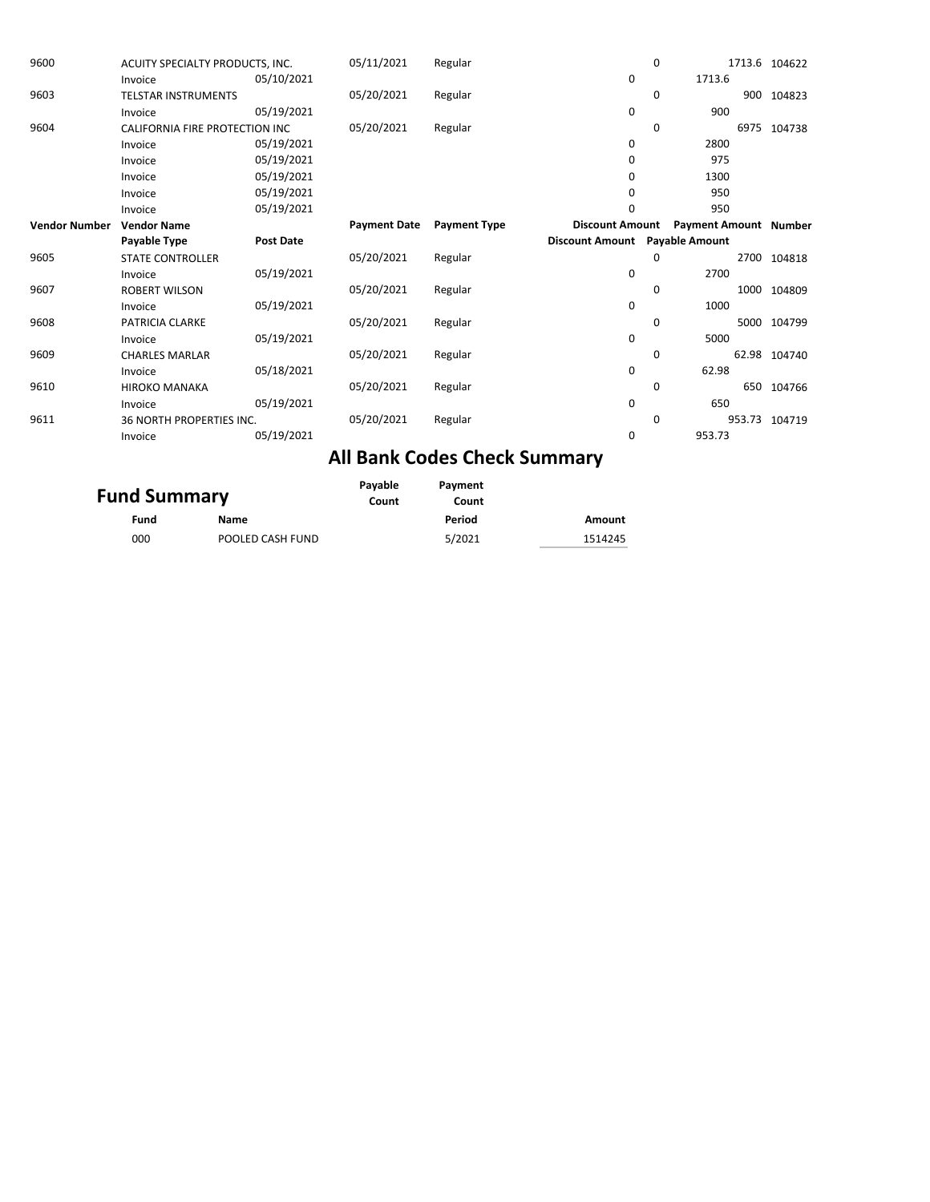| Vendor Number | Vendor Name | | Payment Date | Payment Type | Discount Amount | Payment Amount | Number |
|---|---|---|---|---|---|---|---|
| | Payable Type | Post Date | | | Discount Amount | Payable Amount | |
| 9600 | ACUITY SPECIALTY PRODUCTS, INC. | | 05/11/2021 | Regular | 0 | 1713.6 | 104622 |
| | Invoice | 05/10/2021 | | | 0 | 1713.6 | |
| 9603 | TELSTAR INSTRUMENTS | | 05/20/2021 | Regular | 0 | 900 | 104823 |
| | Invoice | 05/19/2021 | | | 0 | 900 | |
| 9604 | CALIFORNIA FIRE PROTECTION INC | | 05/20/2021 | Regular | 0 | 6975 | 104738 |
| | Invoice | 05/19/2021 | | | 0 | 2800 | |
| | Invoice | 05/19/2021 | | | 0 | 975 | |
| | Invoice | 05/19/2021 | | | 0 | 1300 | |
| | Invoice | 05/19/2021 | | | 0 | 950 | |
| | Invoice | 05/19/2021 | | | 0 | 950 | |
| 9605 | STATE CONTROLLER | | 05/20/2021 | Regular | 0 | 2700 | 104818 |
| | Invoice | 05/19/2021 | | | 0 | 2700 | |
| 9607 | ROBERT WILSON | | 05/20/2021 | Regular | 0 | 1000 | 104809 |
| | Invoice | 05/19/2021 | | | 0 | 1000 | |
| 9608 | PATRICIA CLARKE | | 05/20/2021 | Regular | 0 | 5000 | 104799 |
| | Invoice | 05/19/2021 | | | 0 | 5000 | |
| 9609 | CHARLES MARLAR | | 05/20/2021 | Regular | 0 | 62.98 | 104740 |
| | Invoice | 05/18/2021 | | | 0 | 62.98 | |
| 9610 | HIROKO MANAKA | | 05/20/2021 | Regular | 0 | 650 | 104766 |
| | Invoice | 05/19/2021 | | | 0 | 650 | |
| 9611 | 36 NORTH PROPERTIES INC. | | 05/20/2021 | Regular | 0 | 953.73 | 104719 |
| | Invoice | 05/19/2021 | | | 0 | 953.73 | |

## All Bank Codes Check Summary

## Fund Summary

| Fund | Name | Payable Count | Payment Count / Period | Amount |
|---|---|---|---|---|
| 000 | POOLED CASH FUND | | 5/2021 | 1514245 |